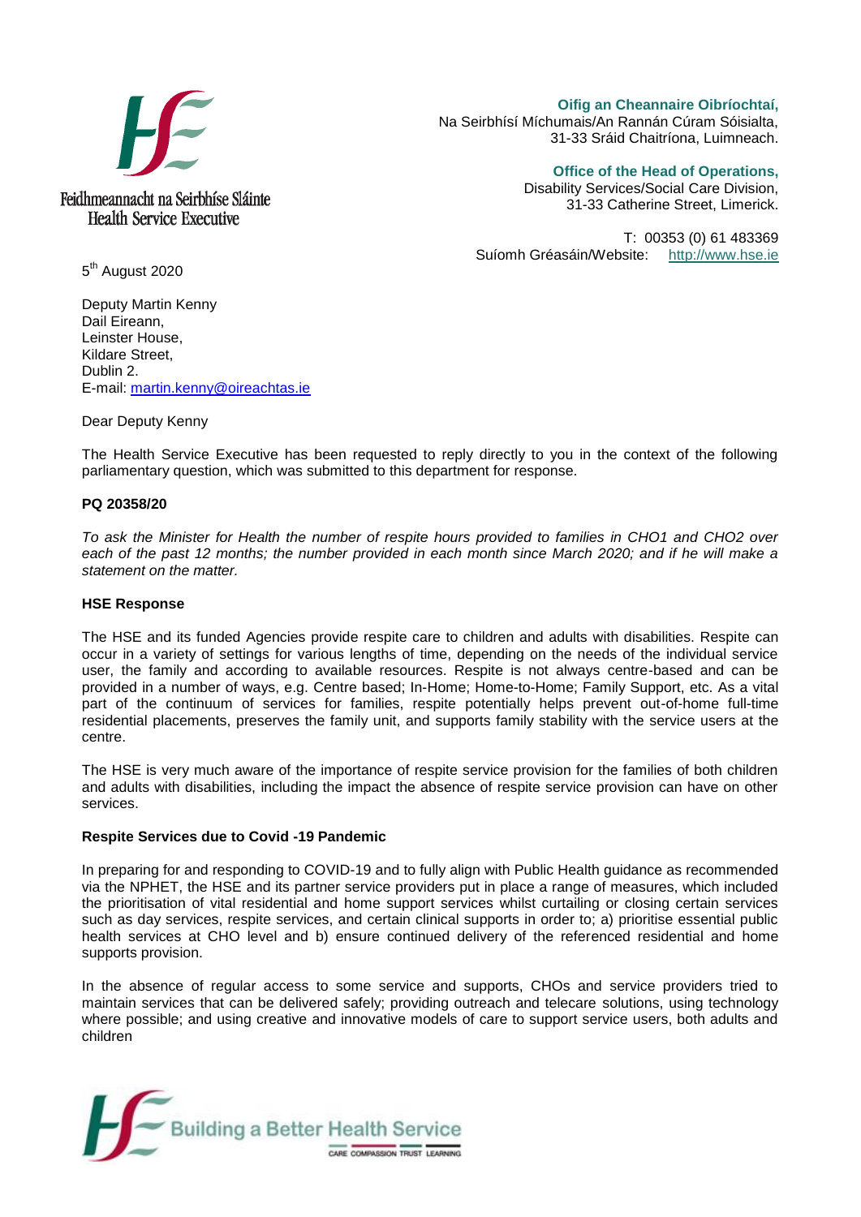Feidhmeannacht na Seirbhíse Sláinte
Health Service Executive

**Oifig an Cheannaire Oibríochtaí,**
Na Seirbhísí Míchumais/An Rannán Cúram Sóisialta,
31-33 Sráid Chaitríona, Luimneach.

**Office of the Head of Operations,**
Disability Services/Social Care Division,
31-33 Catherine Street, Limerick.

T: 00353 (0) 61 483369
Suíomh Gréasáin/Website: http://www.hse.ie

5th August 2020

Deputy Martin Kenny
Dail Eireann,
Leinster House,
Kildare Street,
Dublin 2.
E-mail: martin.kenny@oireachtas.ie

Dear Deputy Kenny

The Health Service Executive has been requested to reply directly to you in the context of the following parliamentary question, which was submitted to this department for response.

**PQ 20358/20**

*To ask the Minister for Health the number of respite hours provided to families in CHO1 and CHO2 over each of the past 12 months; the number provided in each month since March 2020; and if he will make a statement on the matter.*

**HSE Response**

The HSE and its funded Agencies provide respite care to children and adults with disabilities. Respite can occur in a variety of settings for various lengths of time, depending on the needs of the individual service user, the family and according to available resources. Respite is not always centre-based and can be provided in a number of ways, e.g. Centre based; In-Home; Home-to-Home; Family Support, etc. As a vital part of the continuum of services for families, respite potentially helps prevent out-of-home full-time residential placements, preserves the family unit, and supports family stability with the service users at the centre.

The HSE is very much aware of the importance of respite service provision for the families of both children and adults with disabilities, including the impact the absence of respite service provision can have on other services.

**Respite Services due to Covid -19 Pandemic**

In preparing for and responding to COVID-19 and to fully align with Public Health guidance as recommended via the NPHET, the HSE and its partner service providers put in place a range of measures, which included the prioritisation of vital residential and home support services whilst curtailing or closing certain services such as day services, respite services, and certain clinical supports in order to; a) prioritise essential public health services at CHO level and b) ensure continued delivery of the referenced residential and home supports provision.

In the absence of regular access to some service and supports, CHOs and service providers tried to maintain services that can be delivered safely; providing outreach and telecare solutions, using technology where possible; and using creative and innovative models of care to support service users, both adults and children

Building a Better Health Service
CARE COMPASSION TRUST LEARNING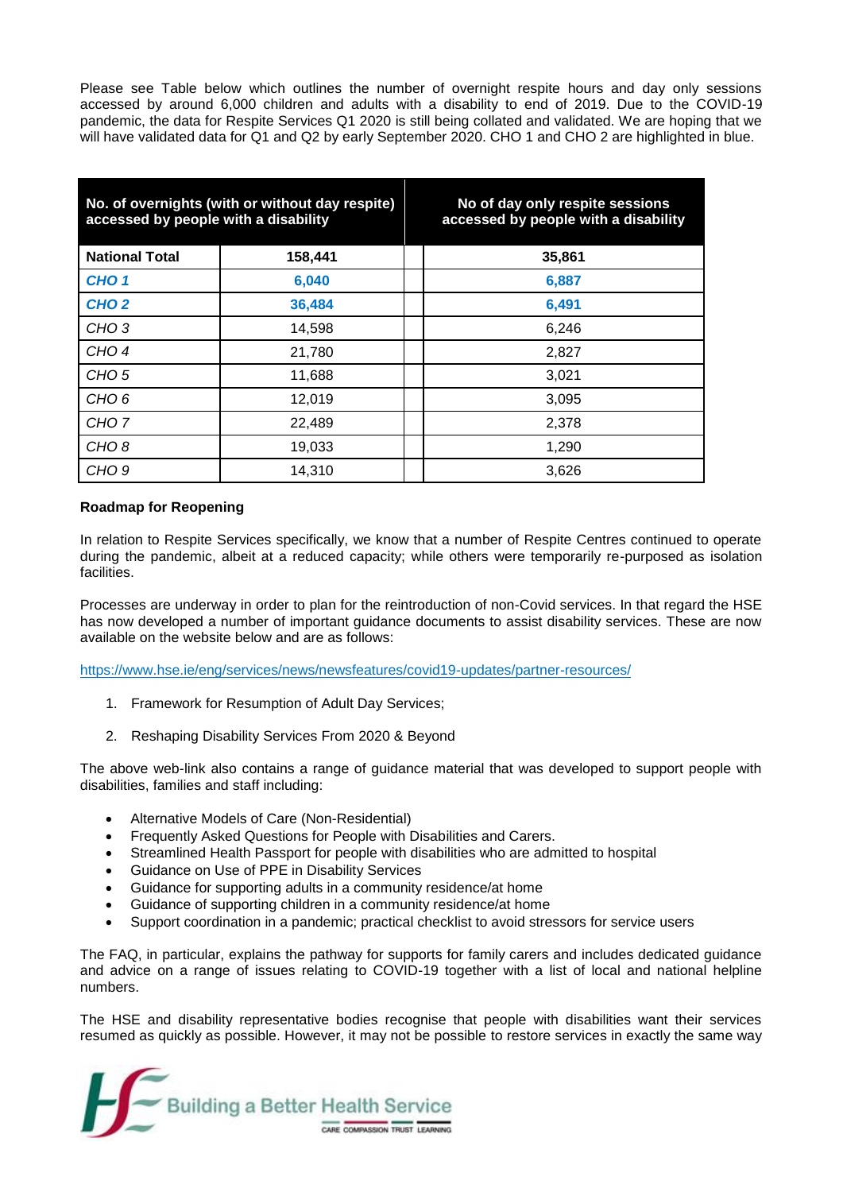Please see Table below which outlines the number of overnight respite hours and day only sessions accessed by around 6,000 children and adults with a disability to end of 2019. Due to the COVID-19 pandemic, the data for Respite Services Q1 2020 is still being collated and validated. We are hoping that we will have validated data for Q1 and Q2 by early September 2020. CHO 1 and CHO 2 are highlighted in blue.

| No. of overnights (with or without day respite) accessed by people with a disability | | No of day only respite sessions accessed by people with a disability |
|---|---|---|
| **National Total** | **158,441** | **35,861** |
| ***CHO 1*** | **6,040** | **6,887** |
| ***CHO 2*** | **36,484** | **6,491** |
| *CHO 3* | 14,598 | 6,246 |
| *CHO 4* | 21,780 | 2,827 |
| *CHO 5* | 11,688 | 3,021 |
| *CHO 6* | 12,019 | 3,095 |
| *CHO 7* | 22,489 | 2,378 |
| *CHO 8* | 19,033 | 1,290 |
| *CHO 9* | 14,310 | 3,626 |

**Roadmap for Reopening**

In relation to Respite Services specifically, we know that a number of Respite Centres continued to operate during the pandemic, albeit at a reduced capacity; while others were temporarily re-purposed as isolation facilities.

Processes are underway in order to plan for the reintroduction of non-Covid services. In that regard the HSE has now developed a number of important guidance documents to assist disability services. These are now available on the website below and are as follows:

https://www.hse.ie/eng/services/news/newsfeatures/covid19-updates/partner-resources/

1. Framework for Resumption of Adult Day Services;
2. Reshaping Disability Services From 2020 & Beyond

The above web-link also contains a range of guidance material that was developed to support people with disabilities, families and staff including:

- Alternative Models of Care (Non-Residential)
- Frequently Asked Questions for People with Disabilities and Carers.
- Streamlined Health Passport for people with disabilities who are admitted to hospital
- Guidance on Use of PPE in Disability Services
- Guidance for supporting adults in a community residence/at home
- Guidance of supporting children in a community residence/at home
- Support coordination in a pandemic; practical checklist to avoid stressors for service users

The FAQ, in particular, explains the pathway for supports for family carers and includes dedicated guidance and advice on a range of issues relating to COVID-19 together with a list of local and national helpline numbers.

The HSE and disability representative bodies recognise that people with disabilities want their services resumed as quickly as possible. However, it may not be possible to restore services in exactly the same way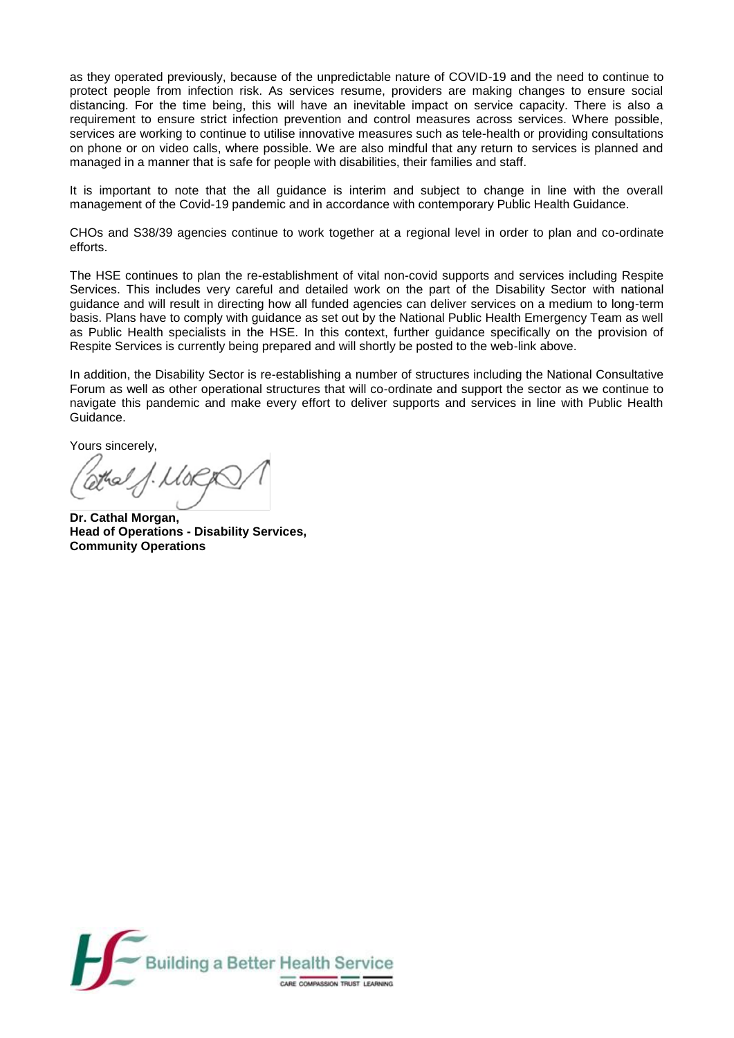as they operated previously, because of the unpredictable nature of COVID-19 and the need to continue to protect people from infection risk. As services resume, providers are making changes to ensure social distancing. For the time being, this will have an inevitable impact on service capacity. There is also a requirement to ensure strict infection prevention and control measures across services. Where possible, services are working to continue to utilise innovative measures such as tele-health or providing consultations on phone or on video calls, where possible. We are also mindful that any return to services is planned and managed in a manner that is safe for people with disabilities, their families and staff.

It is important to note that the all guidance is interim and subject to change in line with the overall management of the Covid-19 pandemic and in accordance with contemporary Public Health Guidance.

CHOs and S38/39 agencies continue to work together at a regional level in order to plan and co-ordinate efforts.

The HSE continues to plan the re-establishment of vital non-covid supports and services including Respite Services. This includes very careful and detailed work on the part of the Disability Sector with national guidance and will result in directing how all funded agencies can deliver services on a medium to long-term basis. Plans have to comply with guidance as set out by the National Public Health Emergency Team as well as Public Health specialists in the HSE. In this context, further guidance specifically on the provision of Respite Services is currently being prepared and will shortly be posted to the web-link above.

In addition, the Disability Sector is re-establishing a number of structures including the National Consultative Forum as well as other operational structures that will co-ordinate and support the sector as we continue to navigate this pandemic and make every effort to deliver supports and services in line with Public Health Guidance.

Yours sincerely,

**Dr. Cathal Morgan,**
**Head of Operations - Disability Services,**
**Community Operations**

Building a Better Health Service

CARE COMPASSION TRUST LEARNING